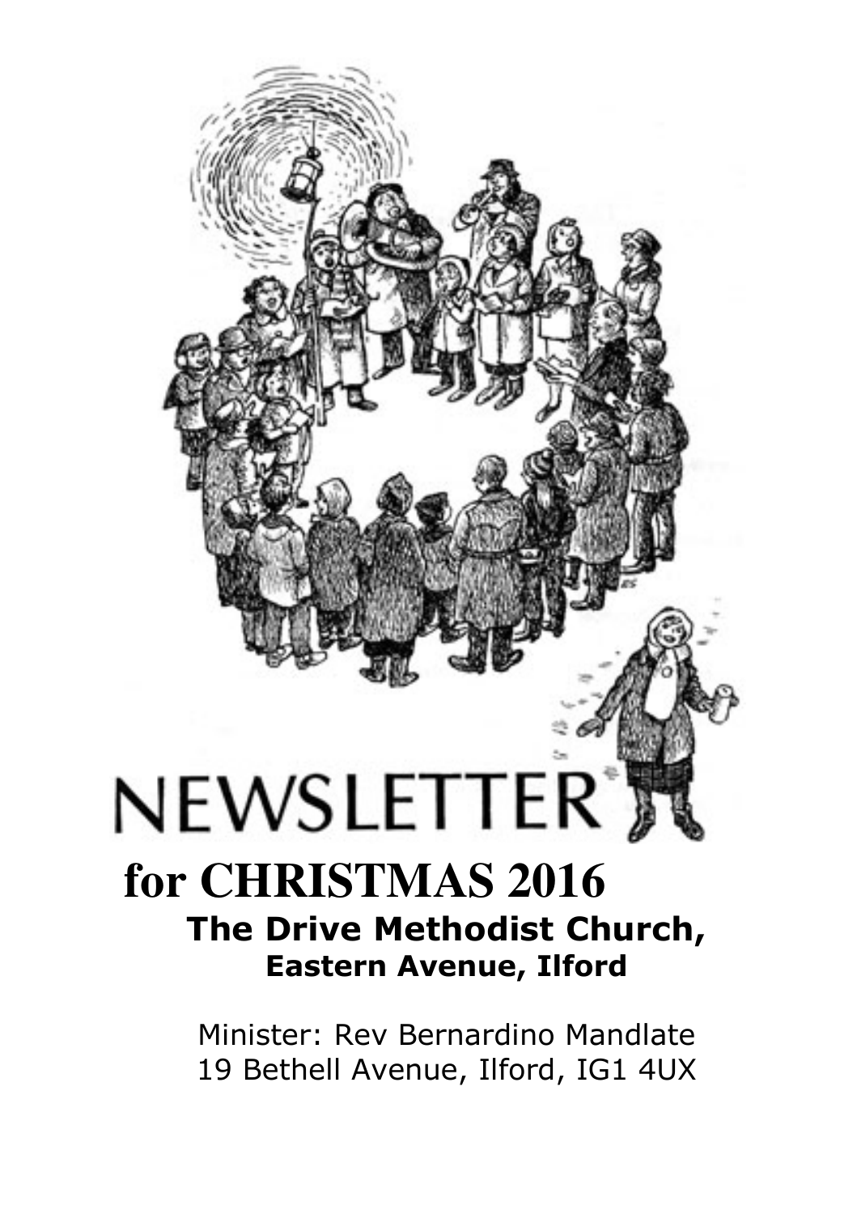# NEWSLETTER

# for CHRISTMAS 2016

## The Drive Methodist Church, Eastern Avenue, Ilford

Minister: Rev Bernardino Mandlate
19 Bethell Avenue, Ilford, IG1 4UX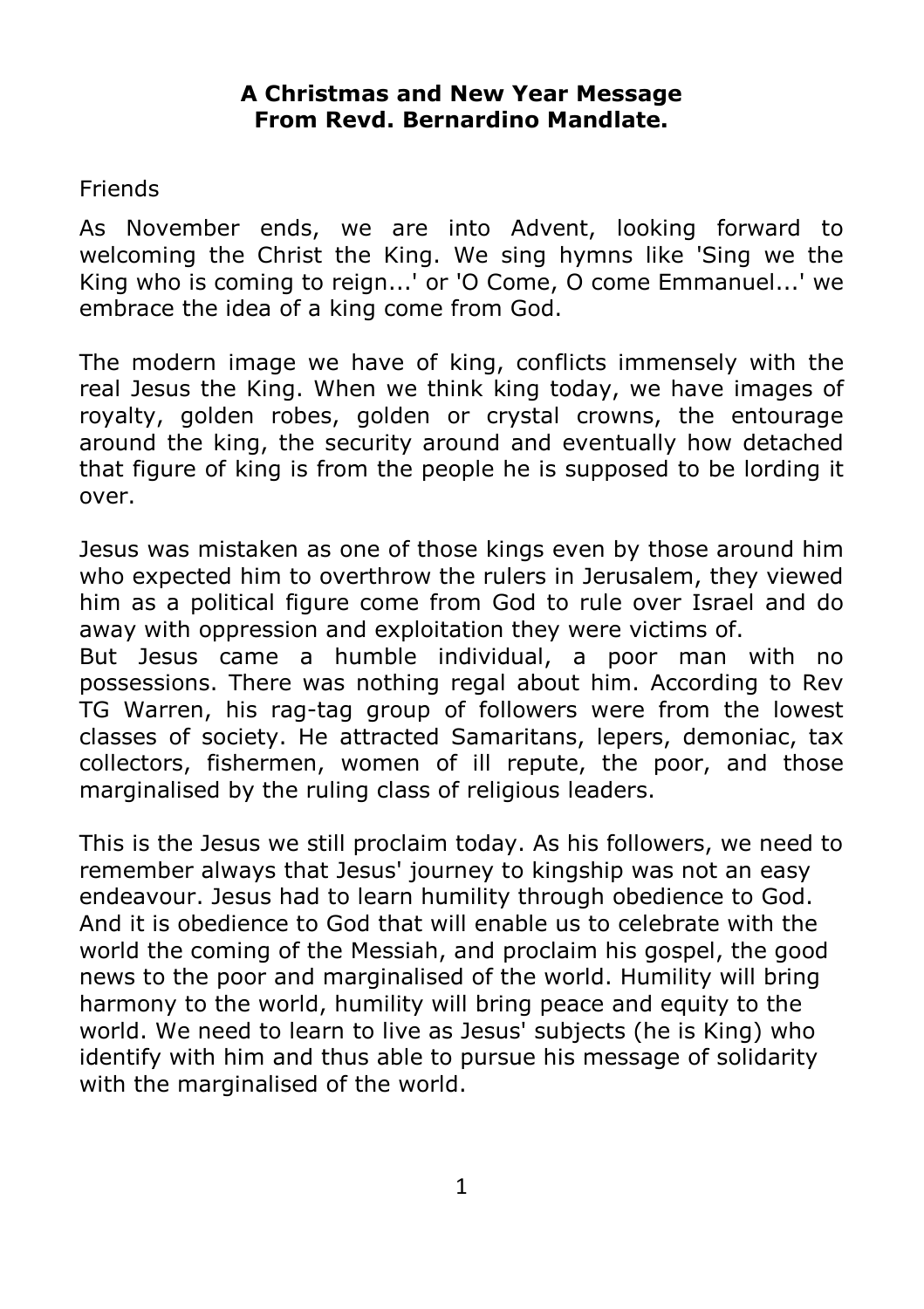**A Christmas and New Year Message From Revd. Bernardino Mandlate.**

Friends

As November ends, we are into Advent, looking forward to welcoming the Christ the King. We sing hymns like 'Sing we the King who is coming to reign...' or 'O Come, O come Emmanuel...' we embrace the idea of a king come from God.

The modern image we have of king, conflicts immensely with the real Jesus the King. When we think king today, we have images of royalty, golden robes, golden or crystal crowns, the entourage around the king, the security around and eventually how detached that figure of king is from the people he is supposed to be lording it over.

Jesus was mistaken as one of those kings even by those around him who expected him to overthrow the rulers in Jerusalem, they viewed him as a political figure come from God to rule over Israel and do away with oppression and exploitation they were victims of.

But Jesus came a humble individual, a poor man with no possessions. There was nothing regal about him. According to Rev TG Warren, his rag-tag group of followers were from the lowest classes of society. He attracted Samaritans, lepers, demoniac, tax collectors, fishermen, women of ill repute, the poor, and those marginalised by the ruling class of religious leaders.

This is the Jesus we still proclaim today. As his followers, we need to remember always that Jesus' journey to kingship was not an easy endeavour. Jesus had to learn humility through obedience to God. And it is obedience to God that will enable us to celebrate with the world the coming of the Messiah, and proclaim his gospel, the good news to the poor and marginalised of the world. Humility will bring harmony to the world, humility will bring peace and equity to the world. We need to learn to live as Jesus' subjects (he is King) who identify with him and thus able to pursue his message of solidarity with the marginalised of the world.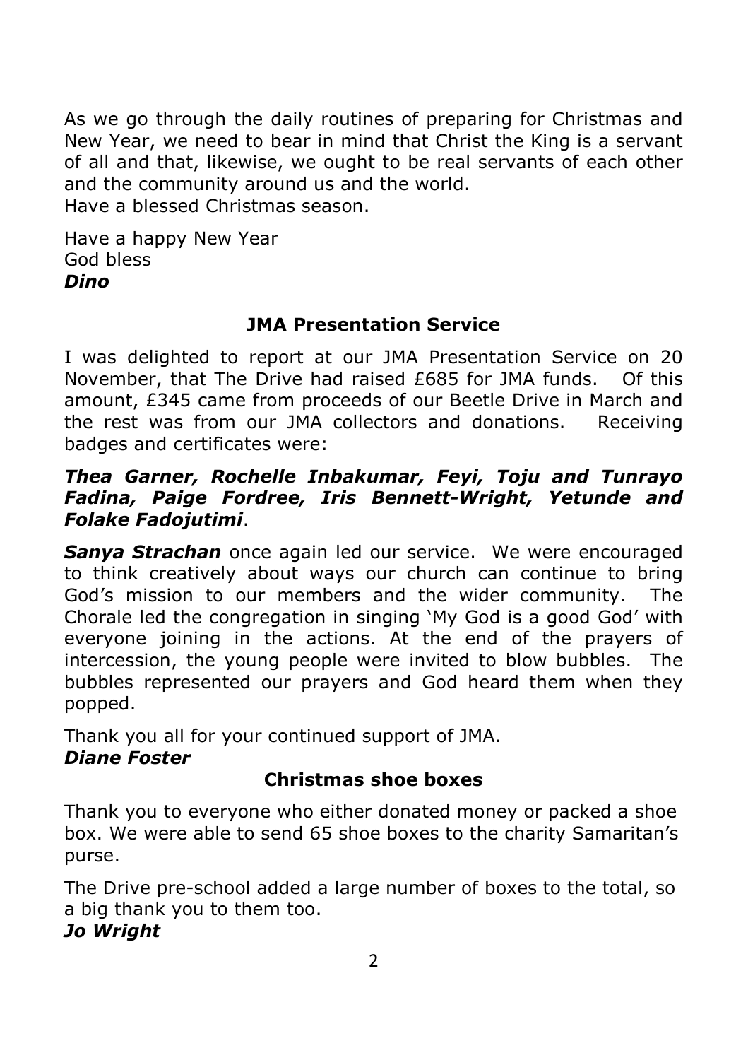As we go through the daily routines of preparing for Christmas and New Year, we need to bear in mind that Christ the King is a servant of all and that, likewise, we ought to be real servants of each other and the community around us and the world.
Have a blessed Christmas season.

Have a happy New Year
God bless
***Dino***

## JMA Presentation Service

I was delighted to report at our JMA Presentation Service on 20 November, that The Drive had raised £685 for JMA funds. Of this amount, £345 came from proceeds of our Beetle Drive in March and the rest was from our JMA collectors and donations. Receiving badges and certificates were:

***Thea Garner, Rochelle Inbakumar, Feyi, Toju and Tunrayo Fadina, Paige Fordree, Iris Bennett-Wright, Yetunde and Folake Fadojutimi***.

***Sanya Strachan*** once again led our service. We were encouraged to think creatively about ways our church can continue to bring God's mission to our members and the wider community. The Chorale led the congregation in singing 'My God is a good God' with everyone joining in the actions. At the end of the prayers of intercession, the young people were invited to blow bubbles. The bubbles represented our prayers and God heard them when they popped.

Thank you all for your continued support of JMA.
***Diane Foster***

## Christmas shoe boxes

Thank you to everyone who either donated money or packed a shoe box. We were able to send 65 shoe boxes to the charity Samaritan's purse.

The Drive pre-school added a large number of boxes to the total, so a big thank you to them too.
***Jo Wright***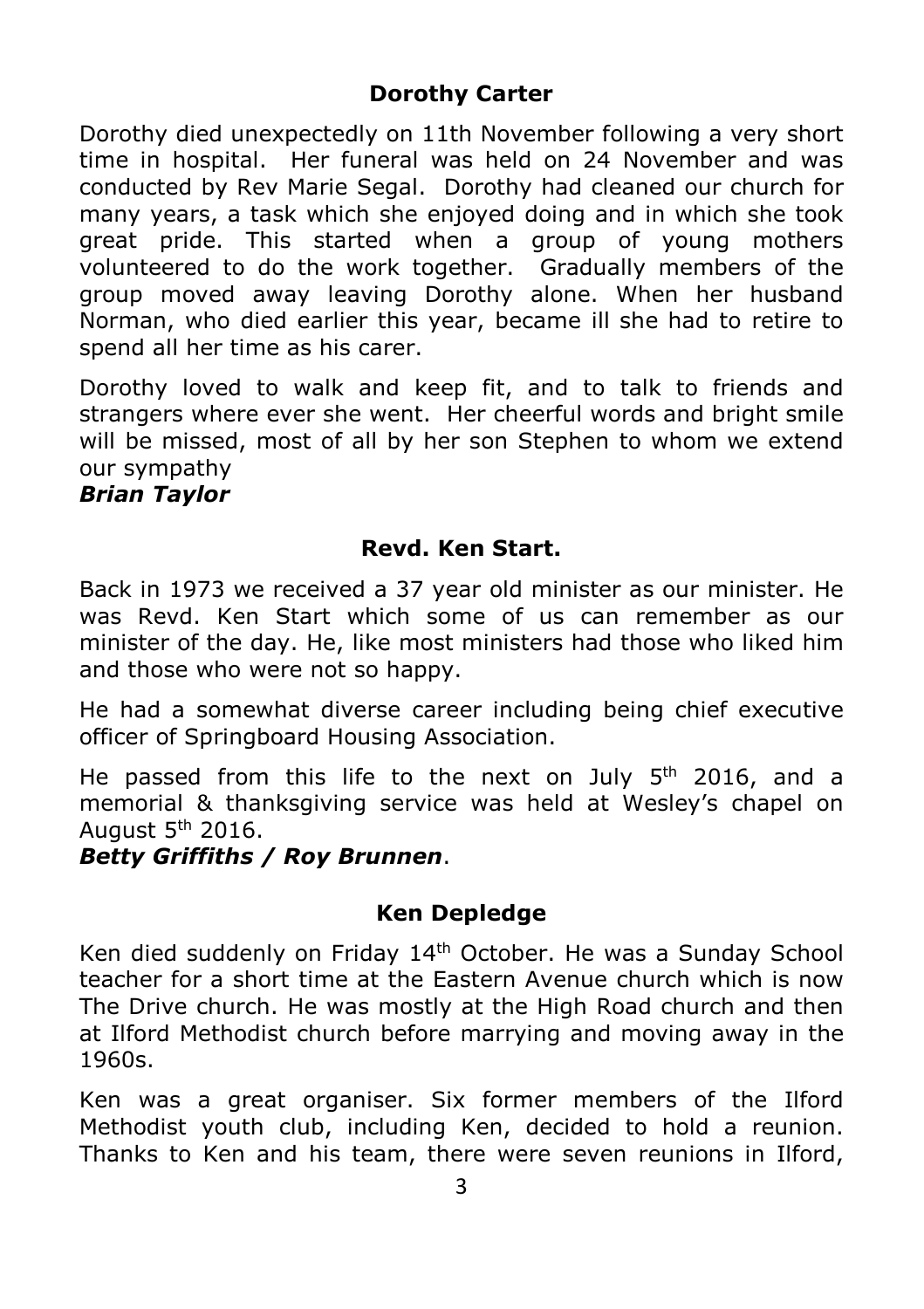## Dorothy Carter

Dorothy died unexpectedly on 11th November following a very short time in hospital. Her funeral was held on 24 November and was conducted by Rev Marie Segal. Dorothy had cleaned our church for many years, a task which she enjoyed doing and in which she took great pride. This started when a group of young mothers volunteered to do the work together. Gradually members of the group moved away leaving Dorothy alone. When her husband Norman, who died earlier this year, became ill she had to retire to spend all her time as his carer.

Dorothy loved to walk and keep fit, and to talk to friends and strangers where ever she went. Her cheerful words and bright smile will be missed, most of all by her son Stephen to whom we extend our sympathy

***Brian Taylor***

## Revd. Ken Start.

Back in 1973 we received a 37 year old minister as our minister. He was Revd. Ken Start which some of us can remember as our minister of the day. He, like most ministers had those who liked him and those who were not so happy.

He had a somewhat diverse career including being chief executive officer of Springboard Housing Association.

He passed from this life to the next on July 5th 2016, and a memorial & thanksgiving service was held at Wesley's chapel on August 5th 2016.

***Betty Griffiths / Roy Brunnen***.

## Ken Depledge

Ken died suddenly on Friday 14th October. He was a Sunday School teacher for a short time at the Eastern Avenue church which is now The Drive church. He was mostly at the High Road church and then at Ilford Methodist church before marrying and moving away in the 1960s.

Ken was a great organiser. Six former members of the Ilford Methodist youth club, including Ken, decided to hold a reunion. Thanks to Ken and his team, there were seven reunions in Ilford,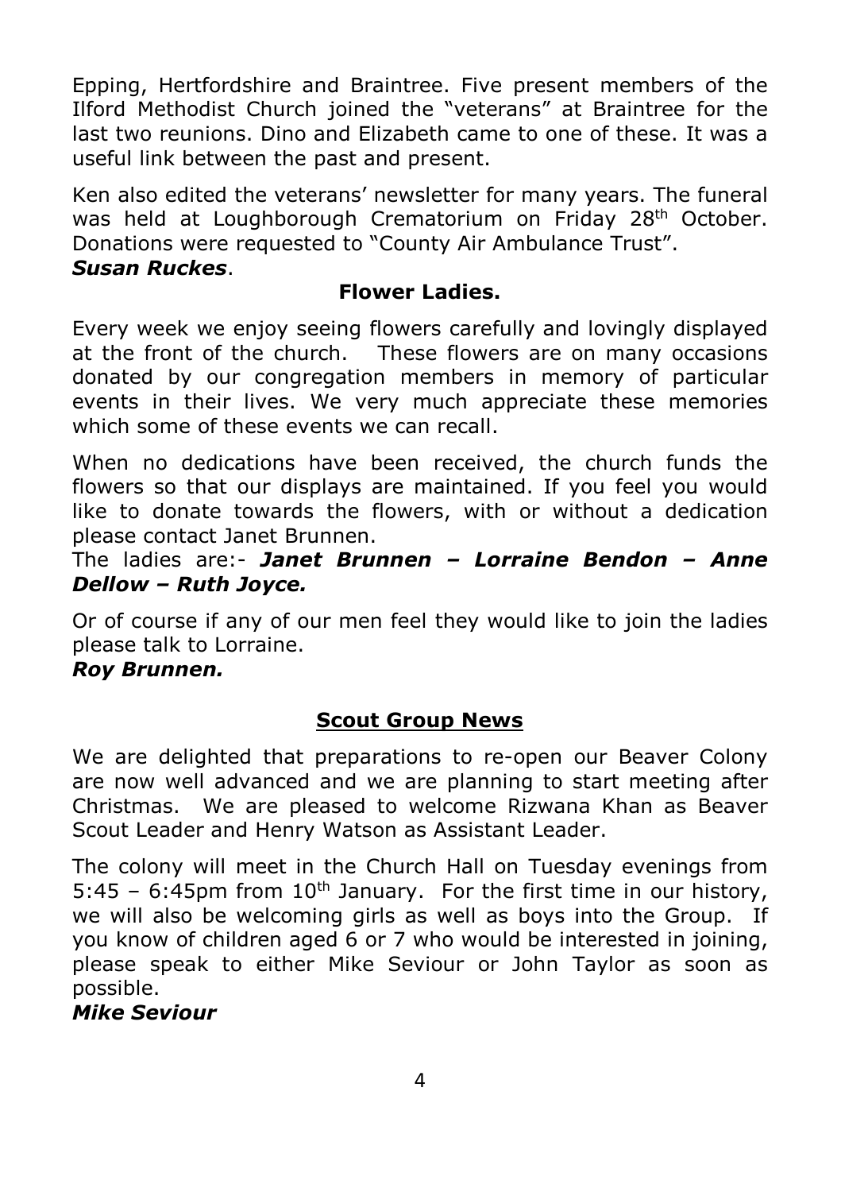Epping, Hertfordshire and Braintree. Five present members of the Ilford Methodist Church joined the "veterans" at Braintree for the last two reunions. Dino and Elizabeth came to one of these. It was a useful link between the past and present.

Ken also edited the veterans' newsletter for many years. The funeral was held at Loughborough Crematorium on Friday 28th October. Donations were requested to "County Air Ambulance Trust".

***Susan Ruckes***.

## Flower Ladies.

Every week we enjoy seeing flowers carefully and lovingly displayed at the front of the church. These flowers are on many occasions donated by our congregation members in memory of particular events in their lives. We very much appreciate these memories which some of these events we can recall.

When no dedications have been received, the church funds the flowers so that our displays are maintained. If you feel you would like to donate towards the flowers, with or without a dedication please contact Janet Brunnen.

The ladies are:- ***Janet Brunnen – Lorraine Bendon – Anne Dellow – Ruth Joyce.***

Or of course if any of our men feel they would like to join the ladies please talk to Lorraine.

***Roy Brunnen.***

## Scout Group News

We are delighted that preparations to re-open our Beaver Colony are now well advanced and we are planning to start meeting after Christmas. We are pleased to welcome Rizwana Khan as Beaver Scout Leader and Henry Watson as Assistant Leader.

The colony will meet in the Church Hall on Tuesday evenings from 5:45 – 6:45pm from 10th January. For the first time in our history, we will also be welcoming girls as well as boys into the Group. If you know of children aged 6 or 7 who would be interested in joining, please speak to either Mike Seviour or John Taylor as soon as possible.

***Mike Seviour***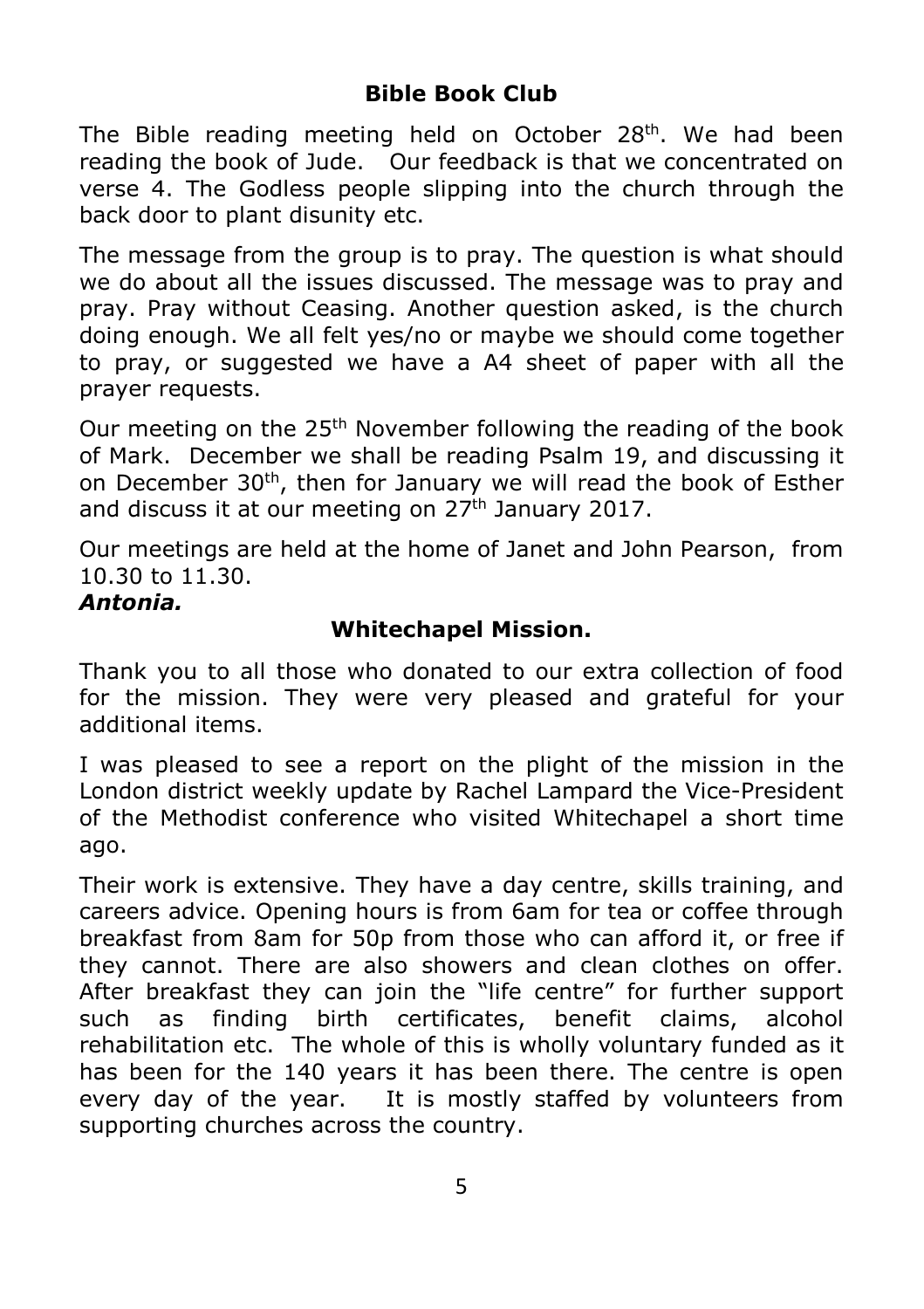## Bible Book Club

The Bible reading meeting held on October 28th. We had been reading the book of Jude. Our feedback is that we concentrated on verse 4. The Godless people slipping into the church through the back door to plant disunity etc.

The message from the group is to pray. The question is what should we do about all the issues discussed. The message was to pray and pray. Pray without Ceasing. Another question asked, is the church doing enough. We all felt yes/no or maybe we should come together to pray, or suggested we have a A4 sheet of paper with all the prayer requests.

Our meeting on the 25th November following the reading of the book of Mark. December we shall be reading Psalm 19, and discussing it on December 30th, then for January we will read the book of Esther and discuss it at our meeting on 27th January 2017.

Our meetings are held at the home of Janet and John Pearson, from 10.30 to 11.30.

***Antonia.***

## Whitechapel Mission.

Thank you to all those who donated to our extra collection of food for the mission. They were very pleased and grateful for your additional items.

I was pleased to see a report on the plight of the mission in the London district weekly update by Rachel Lampard the Vice-President of the Methodist conference who visited Whitechapel a short time ago.

Their work is extensive. They have a day centre, skills training, and careers advice. Opening hours is from 6am for tea or coffee through breakfast from 8am for 50p from those who can afford it, or free if they cannot. There are also showers and clean clothes on offer. After breakfast they can join the "life centre" for further support such as finding birth certificates, benefit claims, alcohol rehabilitation etc. The whole of this is wholly voluntary funded as it has been for the 140 years it has been there. The centre is open every day of the year. It is mostly staffed by volunteers from supporting churches across the country.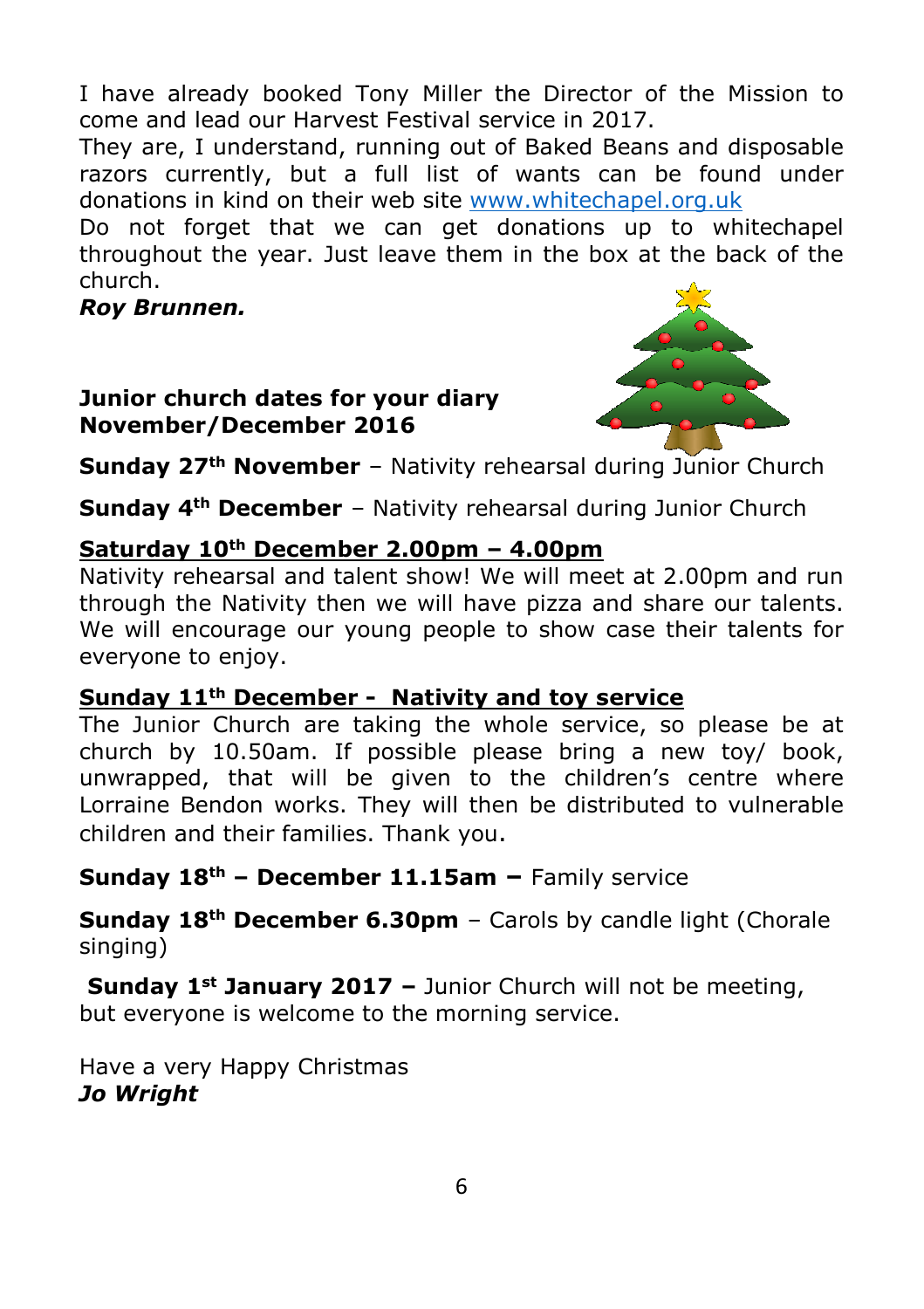I have already booked Tony Miller the Director of the Mission to come and lead our Harvest Festival service in 2017.

They are, I understand, running out of Baked Beans and disposable razors currently, but a full list of wants can be found under donations in kind on their web site [www.whitechapel.org.uk](http://www.whitechapel.org.uk)

Do not forget that we can get donations up to whitechapel throughout the year. Just leave them in the box at the back of the church.

***Roy Brunnen.***

**Junior church dates for your diary November/December 2016**

**Sunday 27th November** – Nativity rehearsal during Junior Church

**Sunday 4th December** – Nativity rehearsal during Junior Church

**<u>Saturday 10th December 2.00pm – 4.00pm</u>**

Nativity rehearsal and talent show! We will meet at 2.00pm and run through the Nativity then we will have pizza and share our talents. We will encourage our young people to show case their talents for everyone to enjoy.

**<u>Sunday 11th December - Nativity and toy service</u>**

The Junior Church are taking the whole service, so please be at church by 10.50am. If possible please bring a new toy/ book, unwrapped, that will be given to the children's centre where Lorraine Bendon works. They will then be distributed to vulnerable children and their families. Thank you.

**Sunday 18th – December 11.15am –** Family service

**Sunday 18th December 6.30pm** – Carols by candle light (Chorale singing)

**Sunday 1st January 2017 –** Junior Church will not be meeting, but everyone is welcome to the morning service.

Have a very Happy Christmas

***Jo Wright***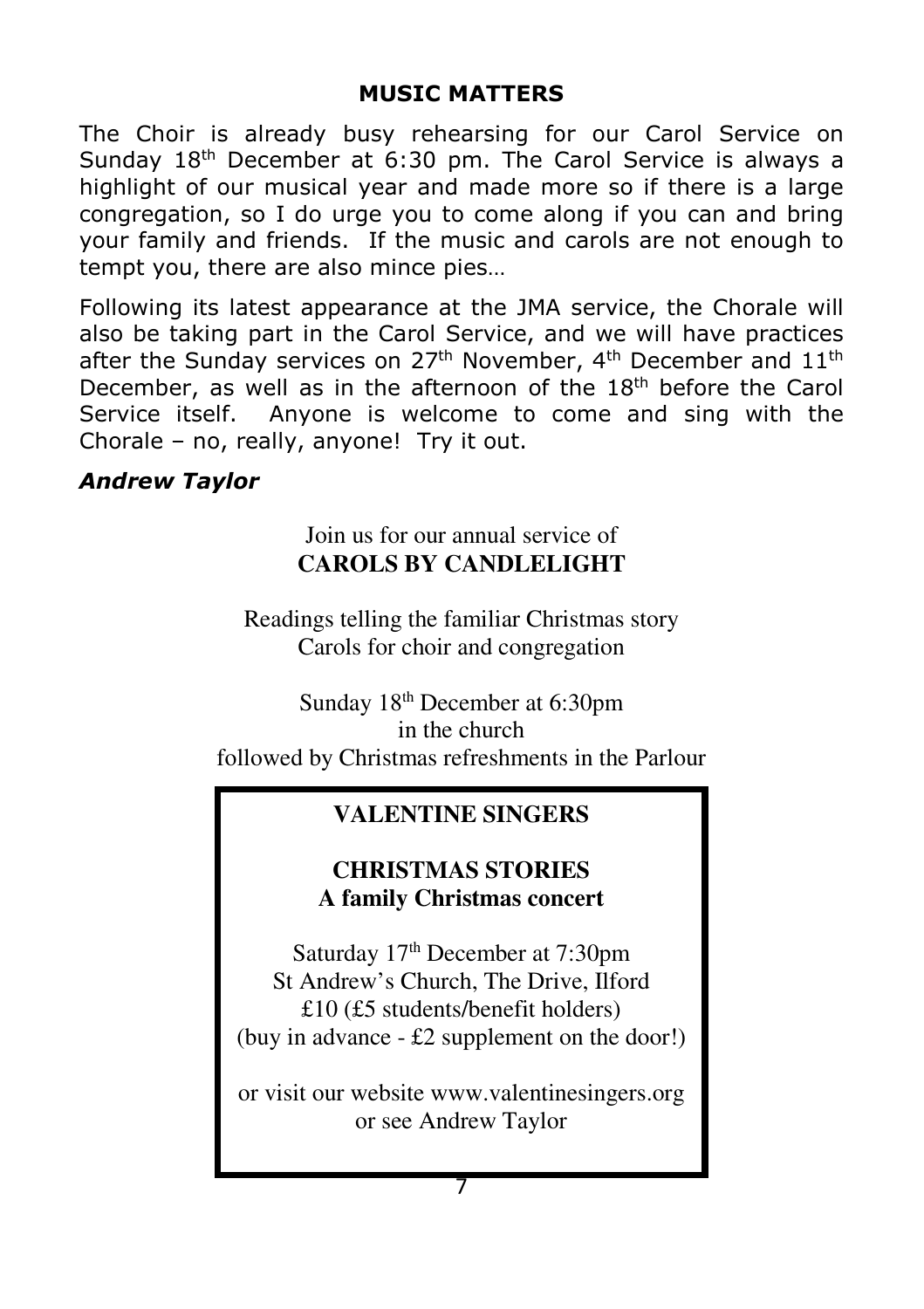## MUSIC MATTERS

The Choir is already busy rehearsing for our Carol Service on Sunday 18th December at 6:30 pm. The Carol Service is always a highlight of our musical year and made more so if there is a large congregation, so I do urge you to come along if you can and bring your family and friends. If the music and carols are not enough to tempt you, there are also mince pies…

Following its latest appearance at the JMA service, the Chorale will also be taking part in the Carol Service, and we will have practices after the Sunday services on 27th November, 4th December and 11th December, as well as in the afternoon of the 18th before the Carol Service itself. Anyone is welcome to come and sing with the Chorale – no, really, anyone! Try it out.

***Andrew Taylor***

Join us for our annual service of
**CAROLS BY CANDLELIGHT**

Readings telling the familiar Christmas story
Carols for choir and congregation

Sunday 18th December at 6:30pm
in the church
followed by Christmas refreshments in the Parlour

**VALENTINE SINGERS**

**CHRISTMAS STORIES**
**A family Christmas concert**

Saturday 17th December at 7:30pm
St Andrew's Church, The Drive, Ilford
£10 (£5 students/benefit holders)
(buy in advance - £2 supplement on the door!)

or visit our website www.valentinesingers.org
or see Andrew Taylor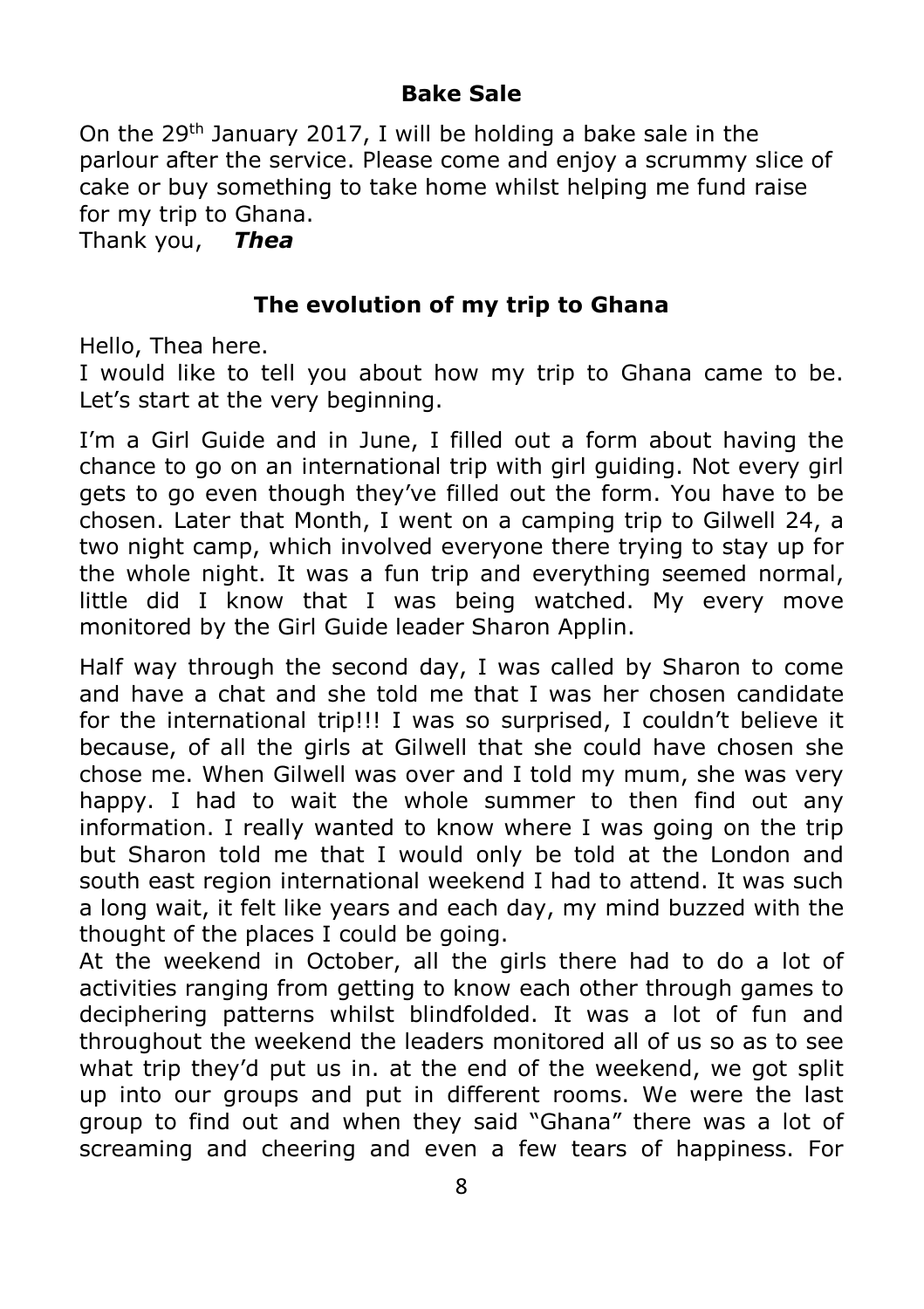## Bake Sale

On the 29th January 2017, I will be holding a bake sale in the parlour after the service. Please come and enjoy a scrummy slice of cake or buy something to take home whilst helping me fund raise for my trip to Ghana.
Thank you, ***Thea***

## The evolution of my trip to Ghana

Hello, Thea here.
I would like to tell you about how my trip to Ghana came to be. Let's start at the very beginning.

I'm a Girl Guide and in June, I filled out a form about having the chance to go on an international trip with girl guiding. Not every girl gets to go even though they've filled out the form. You have to be chosen. Later that Month, I went on a camping trip to Gilwell 24, a two night camp, which involved everyone there trying to stay up for the whole night. It was a fun trip and everything seemed normal, little did I know that I was being watched. My every move monitored by the Girl Guide leader Sharon Applin.

Half way through the second day, I was called by Sharon to come and have a chat and she told me that I was her chosen candidate for the international trip!!! I was so surprised, I couldn't believe it because, of all the girls at Gilwell that she could have chosen she chose me. When Gilwell was over and I told my mum, she was very happy. I had to wait the whole summer to then find out any information. I really wanted to know where I was going on the trip but Sharon told me that I would only be told at the London and south east region international weekend I had to attend. It was such a long wait, it felt like years and each day, my mind buzzed with the thought of the places I could be going.
At the weekend in October, all the girls there had to do a lot of activities ranging from getting to know each other through games to deciphering patterns whilst blindfolded. It was a lot of fun and throughout the weekend the leaders monitored all of us so as to see what trip they'd put us in. at the end of the weekend, we got split up into our groups and put in different rooms. We were the last group to find out and when they said "Ghana" there was a lot of screaming and cheering and even a few tears of happiness. For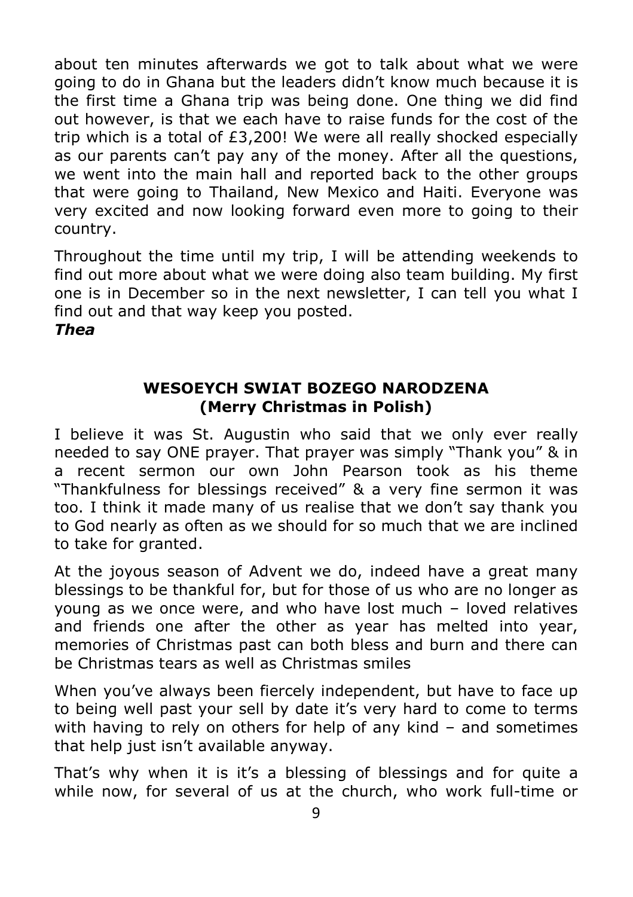about ten minutes afterwards we got to talk about what we were going to do in Ghana but the leaders didn't know much because it is the first time a Ghana trip was being done. One thing we did find out however, is that we each have to raise funds for the cost of the trip which is a total of £3,200! We were all really shocked especially as our parents can't pay any of the money. After all the questions, we went into the main hall and reported back to the other groups that were going to Thailand, New Mexico and Haiti. Everyone was very excited and now looking forward even more to going to their country.

Throughout the time until my trip, I will be attending weekends to find out more about what we were doing also team building. My first one is in December so in the next newsletter, I can tell you what I find out and that way keep you posted.

***Thea***

## WESOEYCH SWIAT BOZEGO NARODZENA
## (Merry Christmas in Polish)

I believe it was St. Augustin who said that we only ever really needed to say ONE prayer. That prayer was simply "Thank you" & in a recent sermon our own John Pearson took as his theme "Thankfulness for blessings received" & a very fine sermon it was too. I think it made many of us realise that we don't say thank you to God nearly as often as we should for so much that we are inclined to take for granted.

At the joyous season of Advent we do, indeed have a great many blessings to be thankful for, but for those of us who are no longer as young as we once were, and who have lost much – loved relatives and friends one after the other as year has melted into year, memories of Christmas past can both bless and burn and there can be Christmas tears as well as Christmas smiles

When you've always been fiercely independent, but have to face up to being well past your sell by date it's very hard to come to terms with having to rely on others for help of any kind – and sometimes that help just isn't available anyway.

That's why when it is it's a blessing of blessings and for quite a while now, for several of us at the church, who work full-time or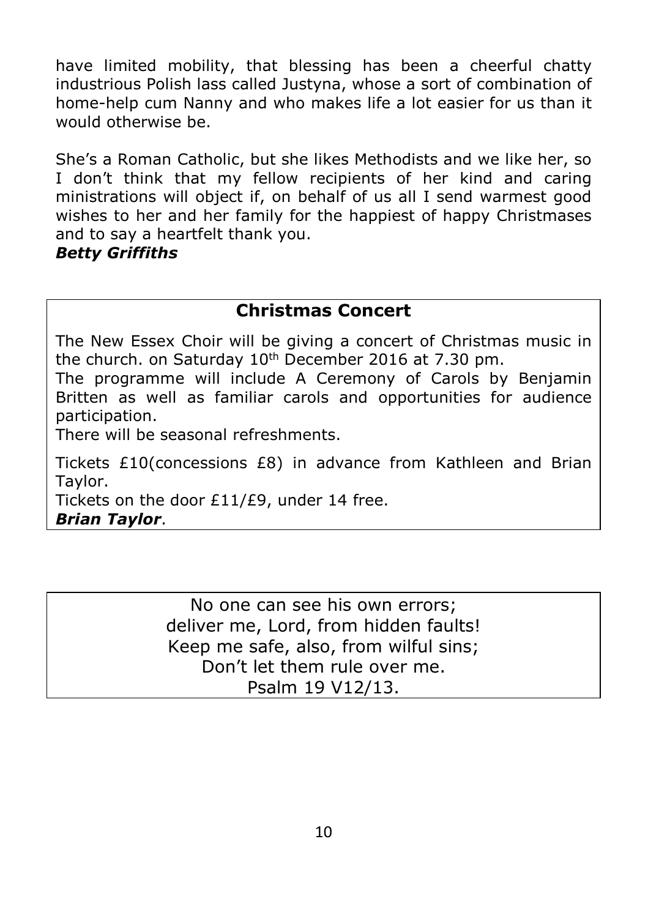have limited mobility, that blessing has been a cheerful chatty industrious Polish lass called Justyna, whose a sort of combination of home-help cum Nanny and who makes life a lot easier for us than it would otherwise be.

She's a Roman Catholic, but she likes Methodists and we like her, so I don't think that my fellow recipients of her kind and caring ministrations will object if, on behalf of us all I send warmest good wishes to her and her family for the happiest of happy Christmases and to say a heartfelt thank you.

***Betty Griffiths***

## Christmas Concert

The New Essex Choir will be giving a concert of Christmas music in the church. on Saturday 10th December 2016 at 7.30 pm.

The programme will include A Ceremony of Carols by Benjamin Britten as well as familiar carols and opportunities for audience participation.

There will be seasonal refreshments.

Tickets £10(concessions £8) in advance from Kathleen and Brian Taylor.

Tickets on the door £11/£9, under 14 free.

***Brian Taylor***.

No one can see his own errors;
deliver me, Lord, from hidden faults!
Keep me safe, also, from wilful sins;
Don't let them rule over me.
Psalm 19 V12/13.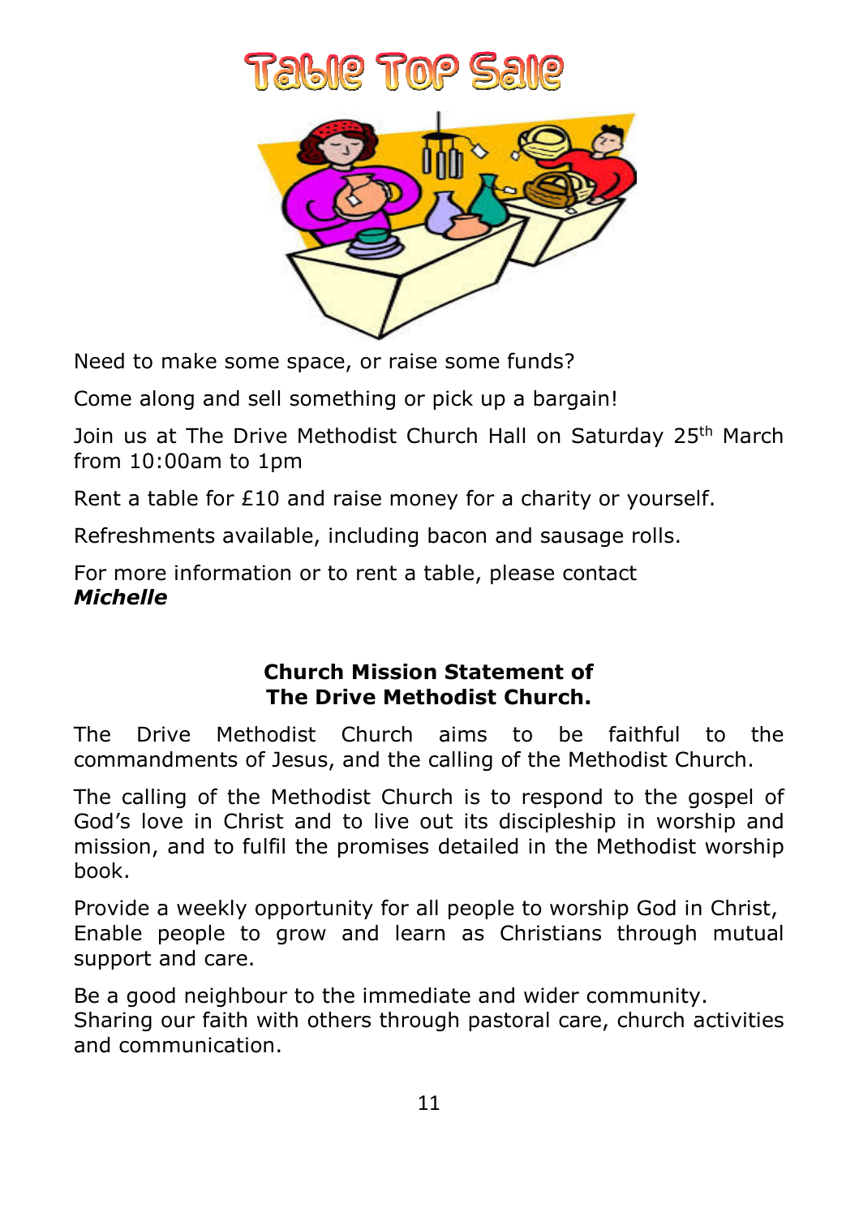# Table Top Sale

Need to make some space, or raise some funds?

Come along and sell something or pick up a bargain!

Join us at The Drive Methodist Church Hall on Saturday 25th March from 10:00am to 1pm

Rent a table for £10 and raise money for a charity or yourself.

Refreshments available, including bacon and sausage rolls.

For more information or to rent a table, please contact
***Michelle***

**Church Mission Statement of**
**The Drive Methodist Church.**

The Drive Methodist Church aims to be faithful to the commandments of Jesus, and the calling of the Methodist Church.

The calling of the Methodist Church is to respond to the gospel of God's love in Christ and to live out its discipleship in worship and mission, and to fulfil the promises detailed in the Methodist worship book.

Provide a weekly opportunity for all people to worship God in Christ,
Enable people to grow and learn as Christians through mutual support and care.

Be a good neighbour to the immediate and wider community.
Sharing our faith with others through pastoral care, church activities and communication.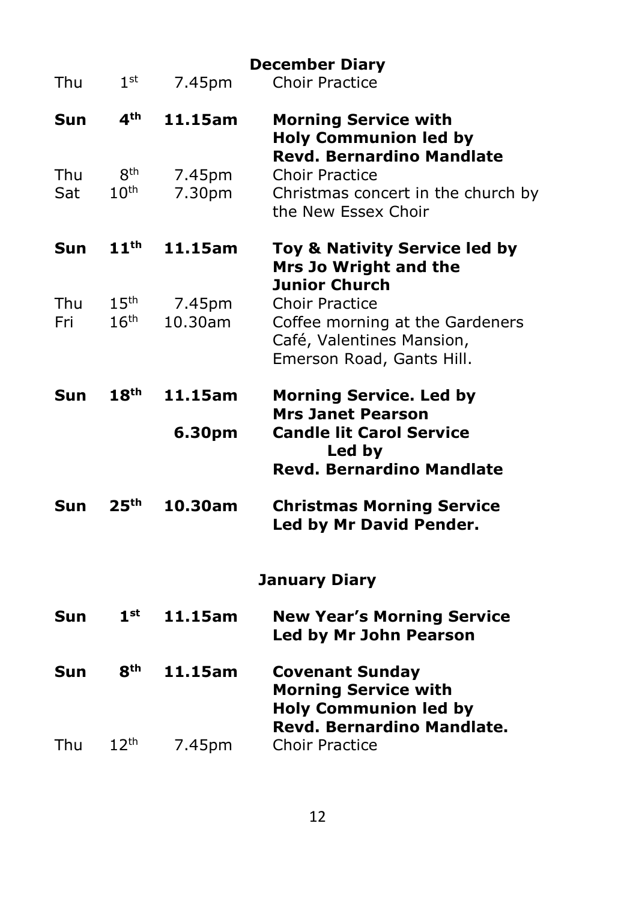## December Diary

| | | | |
|---|---|---|---|
| Thu | 1st | 7.45pm | Choir Practice |
| **Sun** | **4th** | **11.15am** | **Morning Service with Holy Communion led by Revd. Bernardino Mandlate** |
| Thu | 8th | 7.45pm | Choir Practice |
| Sat | 10th | 7.30pm | Christmas concert in the church by the New Essex Choir |
| **Sun** | **11th** | **11.15am** | **Toy & Nativity Service led by Mrs Jo Wright and the Junior Church** |
| Thu | 15th | 7.45pm | Choir Practice |
| Fri | 16th | 10.30am | Coffee morning at the Gardeners Café, Valentines Mansion, Emerson Road, Gants Hill. |
| **Sun** | **18th** | **11.15am** | **Morning Service. Led by Mrs Janet Pearson** |
| | | **6.30pm** | **Candle lit Carol Service Led by Revd. Bernardino Mandlate** |
| **Sun** | **25th** | **10.30am** | **Christmas Morning Service Led by Mr David Pender.** |

## January Diary

| | | | |
|---|---|---|---|
| **Sun** | **1st** | **11.15am** | **New Year's Morning Service Led by Mr John Pearson** |
| **Sun** | **8th** | **11.15am** | **Covenant Sunday Morning Service with Holy Communion led by Revd. Bernardino Mandlate.** |
| Thu | 12th | 7.45pm | Choir Practice |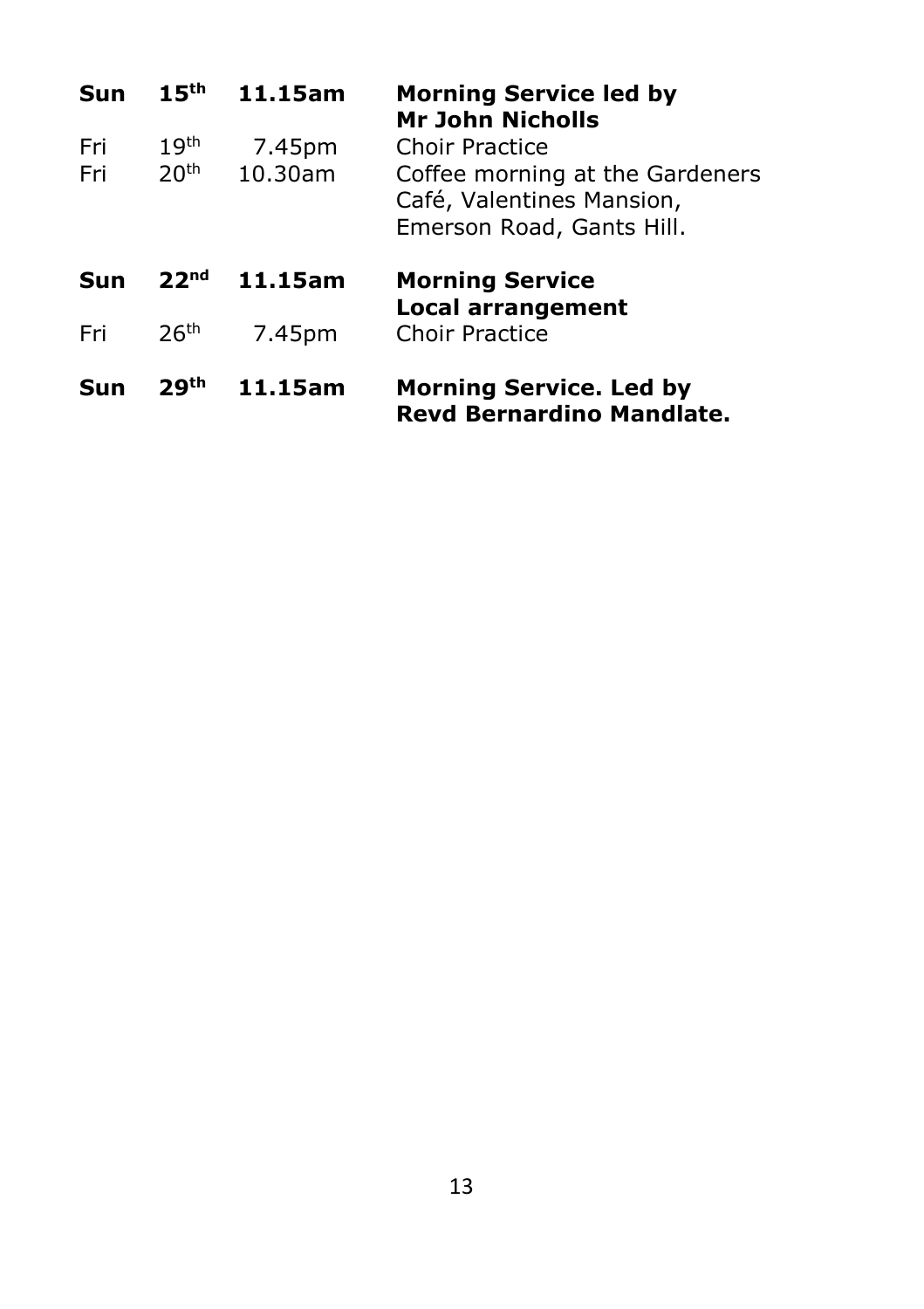| | | | |
|---|---|---|---|
| **Sun** | **15th** | **11.15am** | **Morning Service led by Mr John Nicholls** |
| Fri | 19th | 7.45pm | Choir Practice |
| Fri | 20th | 10.30am | Coffee morning at the Gardeners Café, Valentines Mansion, Emerson Road, Gants Hill. |
| **Sun** | **22nd** | **11.15am** | **Morning Service Local arrangement** |
| Fri | 26th | 7.45pm | Choir Practice |
| **Sun** | **29th** | **11.15am** | **Morning Service. Led by Revd Bernardino Mandlate.** |